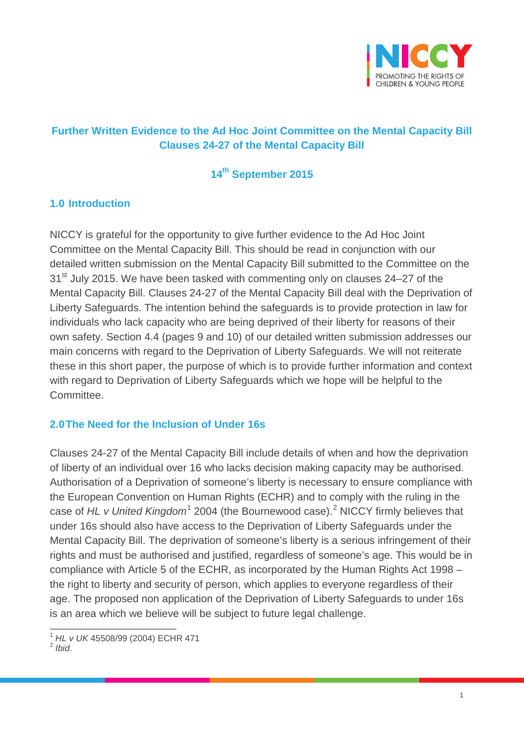NICCY
PROMOTING THE RIGHTS OF CHILDREN & YOUNG PEOPLE

# Further Written Evidence to the Ad Hoc Joint Committee on the Mental Capacity Bill Clauses 24-27 of the Mental Capacity Bill

**14th September 2015**

## 1.0 Introduction

NICCY is grateful for the opportunity to give further evidence to the Ad Hoc Joint Committee on the Mental Capacity Bill. This should be read in conjunction with our detailed written submission on the Mental Capacity Bill submitted to the Committee on the 31st July 2015. We have been tasked with commenting only on clauses 24–27 of the Mental Capacity Bill. Clauses 24-27 of the Mental Capacity Bill deal with the Deprivation of Liberty Safeguards. The intention behind the safeguards is to provide protection in law for individuals who lack capacity who are being deprived of their liberty for reasons of their own safety. Section 4.4 (pages 9 and 10) of our detailed written submission addresses our main concerns with regard to the Deprivation of Liberty Safeguards. We will not reiterate these in this short paper, the purpose of which is to provide further information and context with regard to Deprivation of Liberty Safeguards which we hope will be helpful to the Committee.

## 2.0 The Need for the Inclusion of Under 16s

Clauses 24-27 of the Mental Capacity Bill include details of when and how the deprivation of liberty of an individual over 16 who lacks decision making capacity may be authorised. Authorisation of a Deprivation of someone's liberty is necessary to ensure compliance with the European Convention on Human Rights (ECHR) and to comply with the ruling in the case of *HL v United Kingdom*[1] 2004 (the Bournewood case).[2] NICCY firmly believes that under 16s should also have access to the Deprivation of Liberty Safeguards under the Mental Capacity Bill. The deprivation of someone's liberty is a serious infringement of their rights and must be authorised and justified, regardless of someone's age. This would be in compliance with Article 5 of the ECHR, as incorporated by the Human Rights Act 1998 – the right to liberty and security of person, which applies to everyone regardless of their age. The proposed non application of the Deprivation of Liberty Safeguards to under 16s is an area which we believe will be subject to future legal challenge.

---

[1] *HL v UK* 45508/99 (2004) ECHR 471

[2] *Ibid*.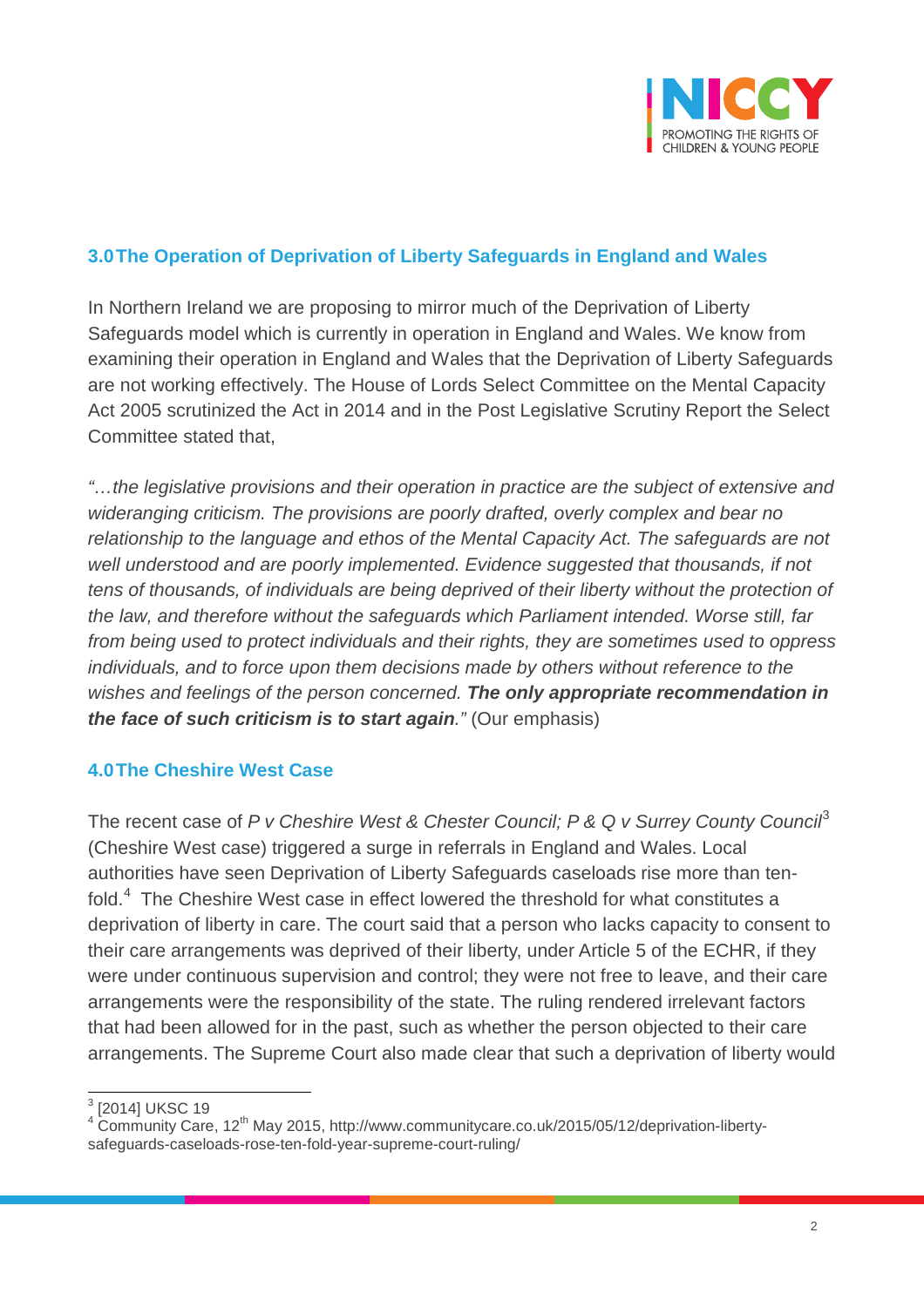## 3.0 The Operation of Deprivation of Liberty Safeguards in England and Wales

In Northern Ireland we are proposing to mirror much of the Deprivation of Liberty Safeguards model which is currently in operation in England and Wales. We know from examining their operation in England and Wales that the Deprivation of Liberty Safeguards are not working effectively. The House of Lords Select Committee on the Mental Capacity Act 2005 scrutinized the Act in 2014 and in the Post Legislative Scrutiny Report the Select Committee stated that,

*"…the legislative provisions and their operation in practice are the subject of extensive and wideranging criticism. The provisions are poorly drafted, overly complex and bear no relationship to the language and ethos of the Mental Capacity Act. The safeguards are not well understood and are poorly implemented. Evidence suggested that thousands, if not tens of thousands, of individuals are being deprived of their liberty without the protection of the law, and therefore without the safeguards which Parliament intended. Worse still, far from being used to protect individuals and their rights, they are sometimes used to oppress individuals, and to force upon them decisions made by others without reference to the wishes and feelings of the person concerned.* ***The only appropriate recommendation in the face of such criticism is to start again****."* (Our emphasis)

## 4.0 The Cheshire West Case

The recent case of *P v Cheshire West & Chester Council; P & Q v Surrey County Council*[3] (Cheshire West case) triggered a surge in referrals in England and Wales. Local authorities have seen Deprivation of Liberty Safeguards caseloads rise more than ten-fold.[4] The Cheshire West case in effect lowered the threshold for what constitutes a deprivation of liberty in care. The court said that a person who lacks capacity to consent to their care arrangements was deprived of their liberty, under Article 5 of the ECHR, if they were under continuous supervision and control; they were not free to leave, and their care arrangements were the responsibility of the state. The ruling rendered irrelevant factors that had been allowed for in the past, such as whether the person objected to their care arrangements. The Supreme Court also made clear that such a deprivation of liberty would

[3] [2014] UKSC 19

[4] Community Care, 12th May 2015, http://www.communitycare.co.uk/2015/05/12/deprivation-liberty-safeguards-caseloads-rose-ten-fold-year-supreme-court-ruling/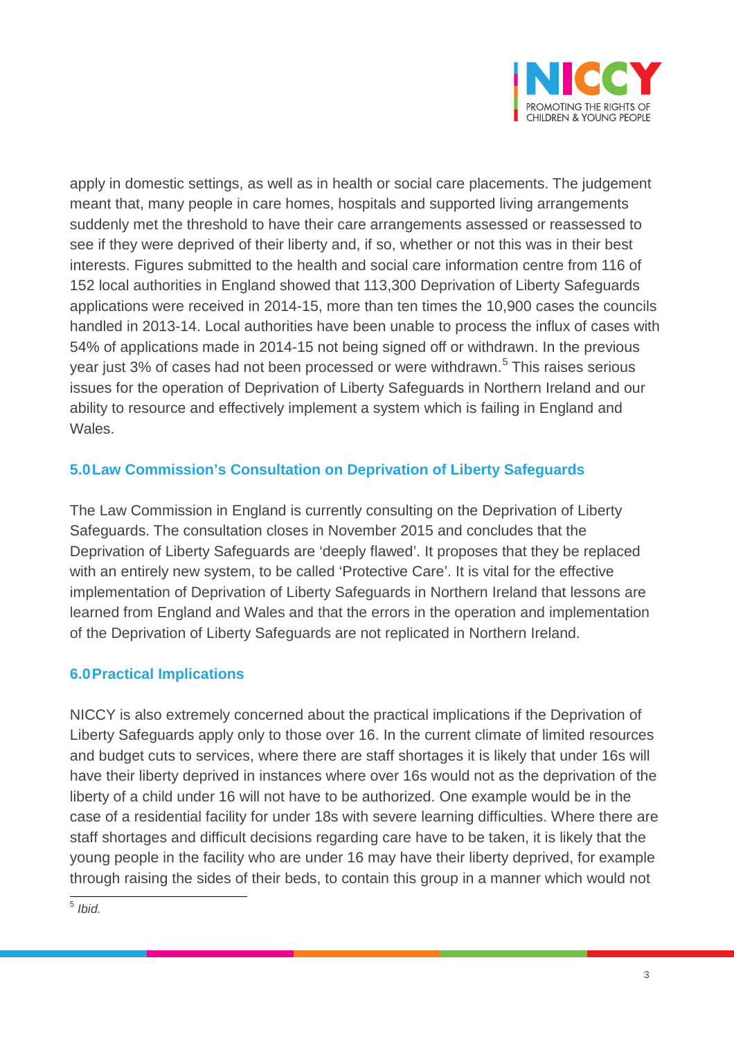apply in domestic settings, as well as in health or social care placements. The judgement meant that, many people in care homes, hospitals and supported living arrangements suddenly met the threshold to have their care arrangements assessed or reassessed to see if they were deprived of their liberty and, if so, whether or not this was in their best interests. Figures submitted to the health and social care information centre from 116 of 152 local authorities in England showed that 113,300 Deprivation of Liberty Safeguards applications were received in 2014-15, more than ten times the 10,900 cases the councils handled in 2013-14. Local authorities have been unable to process the influx of cases with 54% of applications made in 2014-15 not being signed off or withdrawn. In the previous year just 3% of cases had not been processed or were withdrawn.[5] This raises serious issues for the operation of Deprivation of Liberty Safeguards in Northern Ireland and our ability to resource and effectively implement a system which is failing in England and Wales.

## 5.0 Law Commission's Consultation on Deprivation of Liberty Safeguards

The Law Commission in England is currently consulting on the Deprivation of Liberty Safeguards. The consultation closes in November 2015 and concludes that the Deprivation of Liberty Safeguards are 'deeply flawed'. It proposes that they be replaced with an entirely new system, to be called 'Protective Care'. It is vital for the effective implementation of Deprivation of Liberty Safeguards in Northern Ireland that lessons are learned from England and Wales and that the errors in the operation and implementation of the Deprivation of Liberty Safeguards are not replicated in Northern Ireland.

## 6.0 Practical Implications

NICCY is also extremely concerned about the practical implications if the Deprivation of Liberty Safeguards apply only to those over 16. In the current climate of limited resources and budget cuts to services, where there are staff shortages it is likely that under 16s will have their liberty deprived in instances where over 16s would not as the deprivation of the liberty of a child under 16 will not have to be authorized. One example would be in the case of a residential facility for under 18s with severe learning difficulties. Where there are staff shortages and difficult decisions regarding care have to be taken, it is likely that the young people in the facility who are under 16 may have their liberty deprived, for example through raising the sides of their beds, to contain this group in a manner which would not

[5] *Ibid.*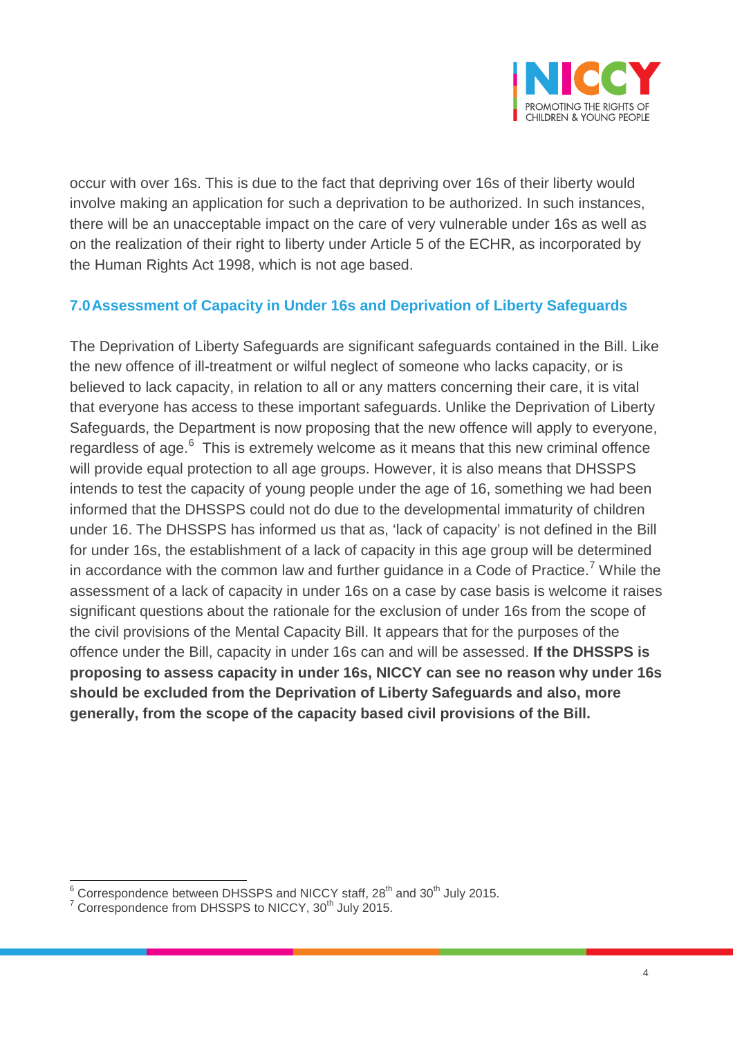occur with over 16s. This is due to the fact that depriving over 16s of their liberty would involve making an application for such a deprivation to be authorized. In such instances, there will be an unacceptable impact on the care of very vulnerable under 16s as well as on the realization of their right to liberty under Article 5 of the ECHR, as incorporated by the Human Rights Act 1998, which is not age based.

## 7.0 Assessment of Capacity in Under 16s and Deprivation of Liberty Safeguards

The Deprivation of Liberty Safeguards are significant safeguards contained in the Bill. Like the new offence of ill-treatment or wilful neglect of someone who lacks capacity, or is believed to lack capacity, in relation to all or any matters concerning their care, it is vital that everyone has access to these important safeguards. Unlike the Deprivation of Liberty Safeguards, the Department is now proposing that the new offence will apply to everyone, regardless of age.[6] This is extremely welcome as it means that this new criminal offence will provide equal protection to all age groups. However, it is also means that DHSSPS intends to test the capacity of young people under the age of 16, something we had been informed that the DHSSPS could not do due to the developmental immaturity of children under 16. The DHSSPS has informed us that as, 'lack of capacity' is not defined in the Bill for under 16s, the establishment of a lack of capacity in this age group will be determined in accordance with the common law and further guidance in a Code of Practice.[7] While the assessment of a lack of capacity in under 16s on a case by case basis is welcome it raises significant questions about the rationale for the exclusion of under 16s from the scope of the civil provisions of the Mental Capacity Bill. It appears that for the purposes of the offence under the Bill, capacity in under 16s can and will be assessed. **If the DHSSPS is proposing to assess capacity in under 16s, NICCY can see no reason why under 16s should be excluded from the Deprivation of Liberty Safeguards and also, more generally, from the scope of the capacity based civil provisions of the Bill.**

---

[6] Correspondence between DHSSPS and NICCY staff, 28th and 30th July 2015.

[7] Correspondence from DHSSPS to NICCY, 30th July 2015.